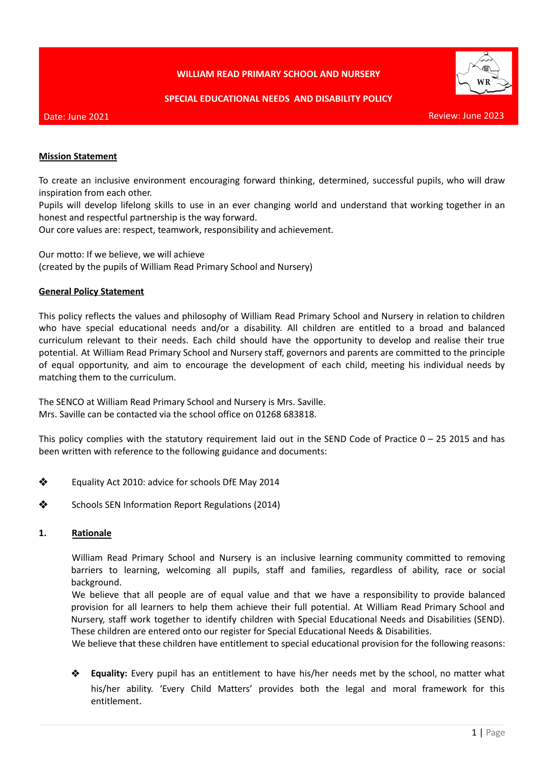**WILLIAM READ PRIMARY SCHOOL AND NURSERY**

**SPECIAL EDUCATIONAL NEEDS AND DISABILITY POLICY**

Date: June 2021 Review: June 2023

**Mission Statement**

To create an inclusive environment encouraging forward thinking, determined, successful pupils, who will draw inspiration from each other.
Pupils will develop lifelong skills to use in an ever changing world and understand that working together in an honest and respectful partnership is the way forward.
Our core values are: respect, teamwork, responsibility and achievement.

Our motto: If we believe, we will achieve
(created by the pupils of William Read Primary School and Nursery)

**General Policy Statement**

This policy reflects the values and philosophy of William Read Primary School and Nursery in relation to children who have special educational needs and/or a disability. All children are entitled to a broad and balanced curriculum relevant to their needs. Each child should have the opportunity to develop and realise their true potential. At William Read Primary School and Nursery staff, governors and parents are committed to the principle of equal opportunity, and aim to encourage the development of each child, meeting his individual needs by matching them to the curriculum.

The SENCO at William Read Primary School and Nursery is Mrs. Saville.
Mrs. Saville can be contacted via the school office on 01268 683818.

This policy complies with the statutory requirement laid out in the SEND Code of Practice 0 – 25 2015 and has been written with reference to the following guidance and documents:

- Equality Act 2010: advice for schools DfE May 2014
- Schools SEN Information Report Regulations (2014)

## 1. Rationale

William Read Primary School and Nursery is an inclusive learning community committed to removing barriers to learning, welcoming all pupils, staff and families, regardless of ability, race or social background.
We believe that all people are of equal value and that we have a responsibility to provide balanced provision for all learners to help them achieve their full potential. At William Read Primary School and Nursery, staff work together to identify children with Special Educational Needs and Disabilities (SEND). These children are entered onto our register for Special Educational Needs & Disabilities.
We believe that these children have entitlement to special educational provision for the following reasons:

- **Equality:** Every pupil has an entitlement to have his/her needs met by the school, no matter what his/her ability. 'Every Child Matters' provides both the legal and moral framework for this entitlement.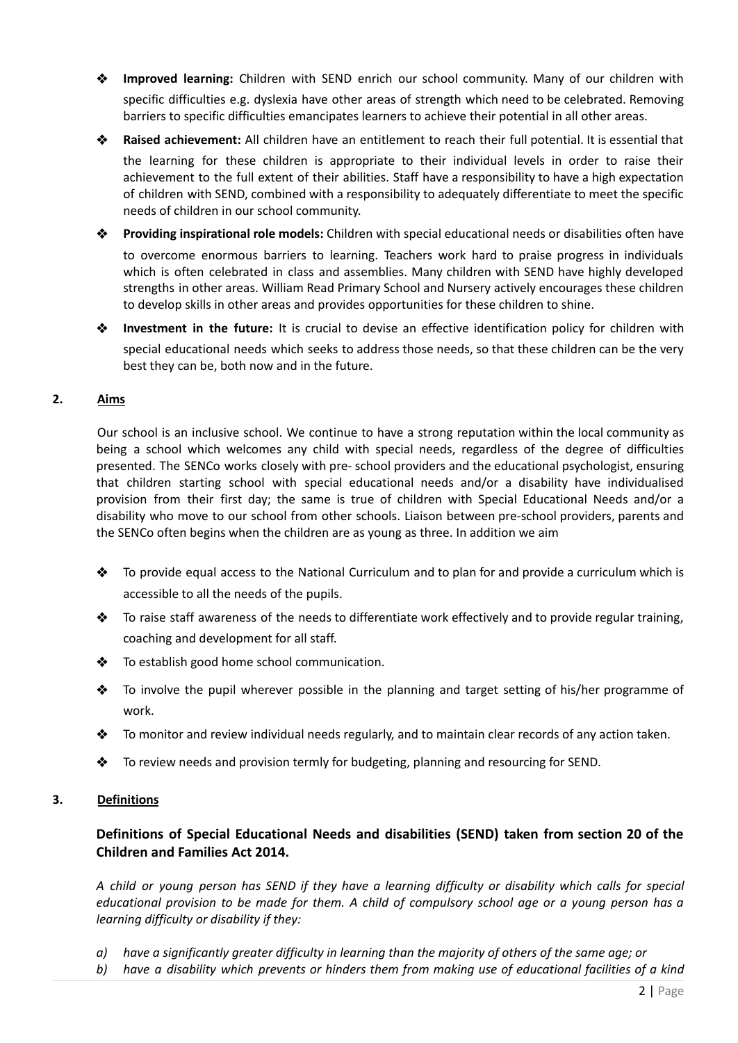- **Improved learning:** Children with SEND enrich our school community. Many of our children with specific difficulties e.g. dyslexia have other areas of strength which need to be celebrated. Removing barriers to specific difficulties emancipates learners to achieve their potential in all other areas.
- **Raised achievement:** All children have an entitlement to reach their full potential. It is essential that the learning for these children is appropriate to their individual levels in order to raise their achievement to the full extent of their abilities. Staff have a responsibility to have a high expectation of children with SEND, combined with a responsibility to adequately differentiate to meet the specific needs of children in our school community.
- **Providing inspirational role models:** Children with special educational needs or disabilities often have to overcome enormous barriers to learning. Teachers work hard to praise progress in individuals which is often celebrated in class and assemblies. Many children with SEND have highly developed strengths in other areas. William Read Primary School and Nursery actively encourages these children to develop skills in other areas and provides opportunities for these children to shine.
- **Investment in the future:** It is crucial to devise an effective identification policy for children with special educational needs which seeks to address those needs, so that these children can be the very best they can be, both now and in the future.

## 2. Aims

Our school is an inclusive school. We continue to have a strong reputation within the local community as being a school which welcomes any child with special needs, regardless of the degree of difficulties presented. The SENCo works closely with pre- school providers and the educational psychologist, ensuring that children starting school with special educational needs and/or a disability have individualised provision from their first day; the same is true of children with Special Educational Needs and/or a disability who move to our school from other schools. Liaison between pre-school providers, parents and the SENCo often begins when the children are as young as three. In addition we aim

- To provide equal access to the National Curriculum and to plan for and provide a curriculum which is accessible to all the needs of the pupils.
- To raise staff awareness of the needs to differentiate work effectively and to provide regular training, coaching and development for all staff.
- To establish good home school communication.
- To involve the pupil wherever possible in the planning and target setting of his/her programme of work.
- To monitor and review individual needs regularly, and to maintain clear records of any action taken.
- To review needs and provision termly for budgeting, planning and resourcing for SEND.

## 3. Definitions

### Definitions of Special Educational Needs and disabilities (SEND) taken from section 20 of the Children and Families Act 2014.

*A child or young person has SEND if they have a learning difficulty or disability which calls for special educational provision to be made for them. A child of compulsory school age or a young person has a learning difficulty or disability if they:*

*a) have a significantly greater difficulty in learning than the majority of others of the same age; or*
*b) have a disability which prevents or hinders them from making use of educational facilities of a kind*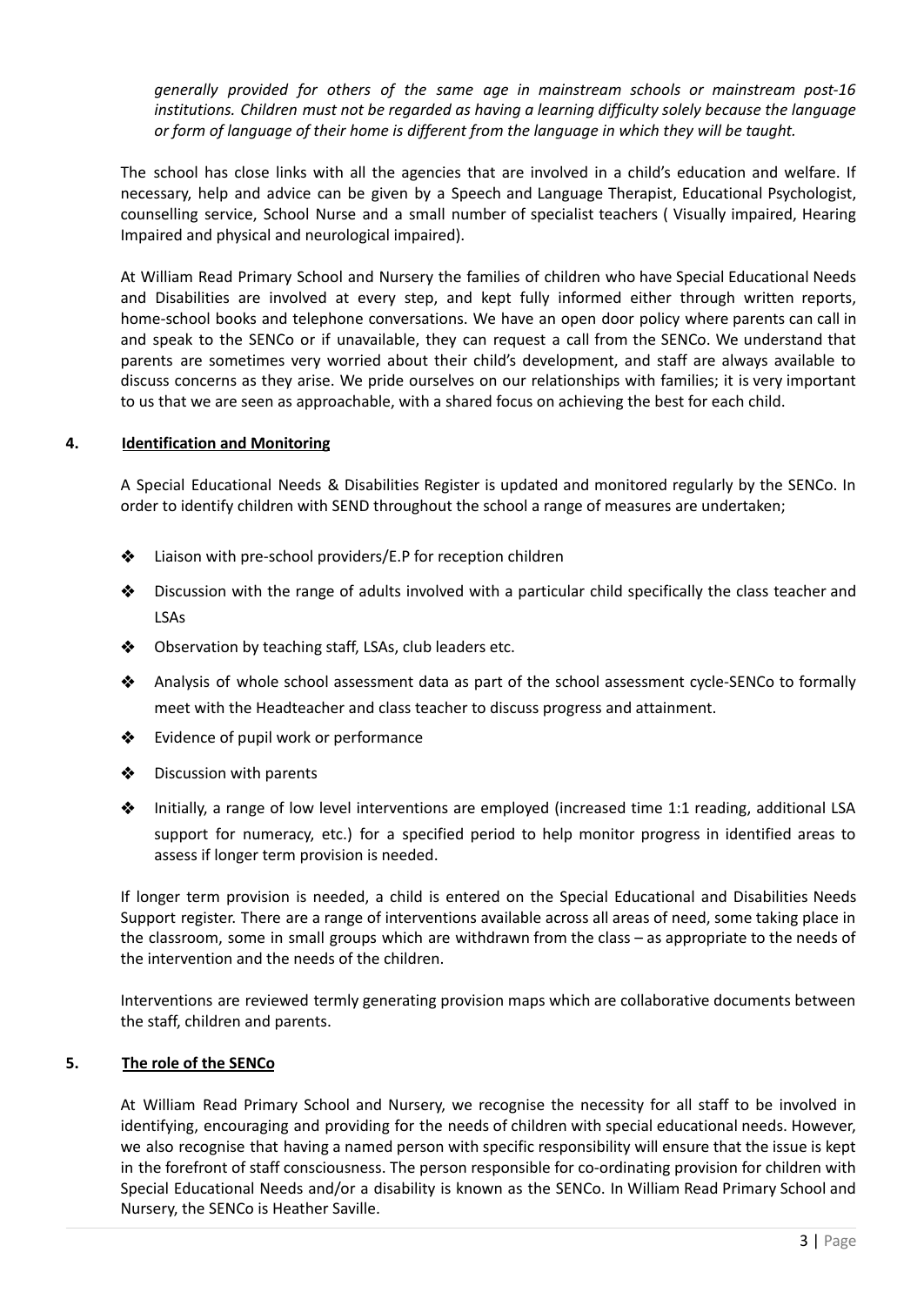*generally provided for others of the same age in mainstream schools or mainstream post-16 institutions. Children must not be regarded as having a learning difficulty solely because the language or form of language of their home is different from the language in which they will be taught.*

The school has close links with all the agencies that are involved in a child's education and welfare. If necessary, help and advice can be given by a Speech and Language Therapist, Educational Psychologist, counselling service, School Nurse and a small number of specialist teachers ( Visually impaired, Hearing Impaired and physical and neurological impaired).

At William Read Primary School and Nursery the families of children who have Special Educational Needs and Disabilities are involved at every step, and kept fully informed either through written reports, home-school books and telephone conversations. We have an open door policy where parents can call in and speak to the SENCo or if unavailable, they can request a call from the SENCo. We understand that parents are sometimes very worried about their child's development, and staff are always available to discuss concerns as they arise. We pride ourselves on our relationships with families; it is very important to us that we are seen as approachable, with a shared focus on achieving the best for each child.

## 4. Identification and Monitoring

A Special Educational Needs & Disabilities Register is updated and monitored regularly by the SENCo. In order to identify children with SEND throughout the school a range of measures are undertaken;

- Liaison with pre-school providers/E.P for reception children
- Discussion with the range of adults involved with a particular child specifically the class teacher and LSAs
- Observation by teaching staff, LSAs, club leaders etc.
- Analysis of whole school assessment data as part of the school assessment cycle-SENCo to formally meet with the Headteacher and class teacher to discuss progress and attainment.
- Evidence of pupil work or performance
- Discussion with parents
- Initially, a range of low level interventions are employed (increased time 1:1 reading, additional LSA support for numeracy, etc.) for a specified period to help monitor progress in identified areas to assess if longer term provision is needed.

If longer term provision is needed, a child is entered on the Special Educational and Disabilities Needs Support register. There are a range of interventions available across all areas of need, some taking place in the classroom, some in small groups which are withdrawn from the class – as appropriate to the needs of the intervention and the needs of the children.

Interventions are reviewed termly generating provision maps which are collaborative documents between the staff, children and parents.

## 5. The role of the SENCo

At William Read Primary School and Nursery, we recognise the necessity for all staff to be involved in identifying, encouraging and providing for the needs of children with special educational needs. However, we also recognise that having a named person with specific responsibility will ensure that the issue is kept in the forefront of staff consciousness. The person responsible for co-ordinating provision for children with Special Educational Needs and/or a disability is known as the SENCo. In William Read Primary School and Nursery, the SENCo is Heather Saville.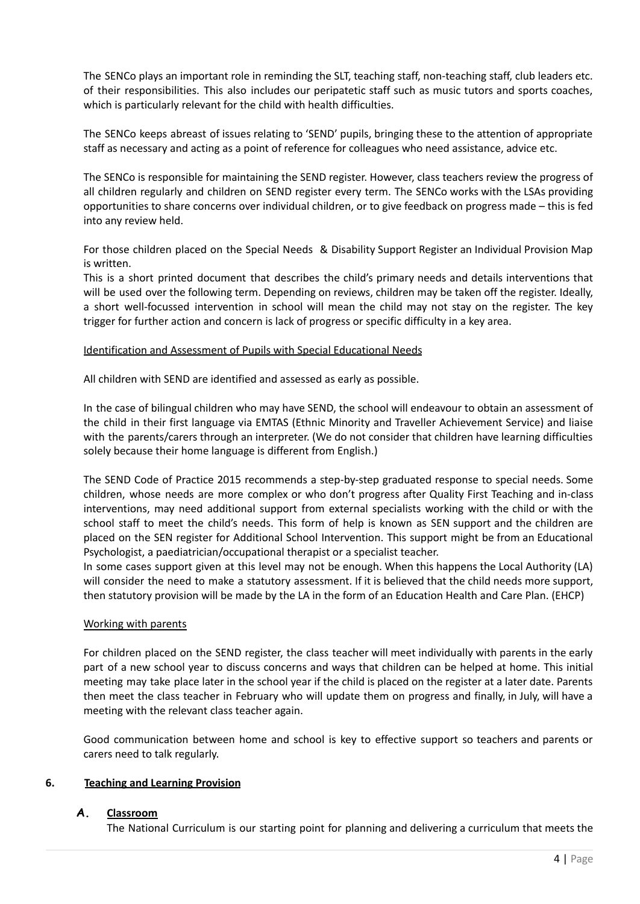The SENCo plays an important role in reminding the SLT, teaching staff, non-teaching staff, club leaders etc. of their responsibilities. This also includes our peripatetic staff such as music tutors and sports coaches, which is particularly relevant for the child with health difficulties.

The SENCo keeps abreast of issues relating to 'SEND' pupils, bringing these to the attention of appropriate staff as necessary and acting as a point of reference for colleagues who need assistance, advice etc.

The SENCo is responsible for maintaining the SEND register. However, class teachers review the progress of all children regularly and children on SEND register every term. The SENCo works with the LSAs providing opportunities to share concerns over individual children, or to give feedback on progress made – this is fed into any review held.

For those children placed on the Special Needs & Disability Support Register an Individual Provision Map is written.
This is a short printed document that describes the child's primary needs and details interventions that will be used over the following term. Depending on reviews, children may be taken off the register. Ideally, a short well-focussed intervention in school will mean the child may not stay on the register. The key trigger for further action and concern is lack of progress or specific difficulty in a key area.

<u>Identification and Assessment of Pupils with Special Educational Needs</u>

All children with SEND are identified and assessed as early as possible.

In the case of bilingual children who may have SEND, the school will endeavour to obtain an assessment of the child in their first language via EMTAS (Ethnic Minority and Traveller Achievement Service) and liaise with the parents/carers through an interpreter. (We do not consider that children have learning difficulties solely because their home language is different from English.)

The SEND Code of Practice 2015 recommends a step-by-step graduated response to special needs. Some children, whose needs are more complex or who don't progress after Quality First Teaching and in-class interventions, may need additional support from external specialists working with the child or with the school staff to meet the child's needs. This form of help is known as SEN support and the children are placed on the SEN register for Additional School Intervention. This support might be from an Educational Psychologist, a paediatrician/occupational therapist or a specialist teacher.
In some cases support given at this level may not be enough. When this happens the Local Authority (LA) will consider the need to make a statutory assessment. If it is believed that the child needs more support, then statutory provision will be made by the LA in the form of an Education Health and Care Plan. (EHCP)

<u>Working with parents</u>

For children placed on the SEND register, the class teacher will meet individually with parents in the early part of a new school year to discuss concerns and ways that children can be helped at home. This initial meeting may take place later in the school year if the child is placed on the register at a later date. Parents then meet the class teacher in February who will update them on progress and finally, in July, will have a meeting with the relevant class teacher again.

Good communication between home and school is key to effective support so teachers and parents or carers need to talk regularly.

## 6. Teaching and Learning Provision

### A. Classroom

The National Curriculum is our starting point for planning and delivering a curriculum that meets the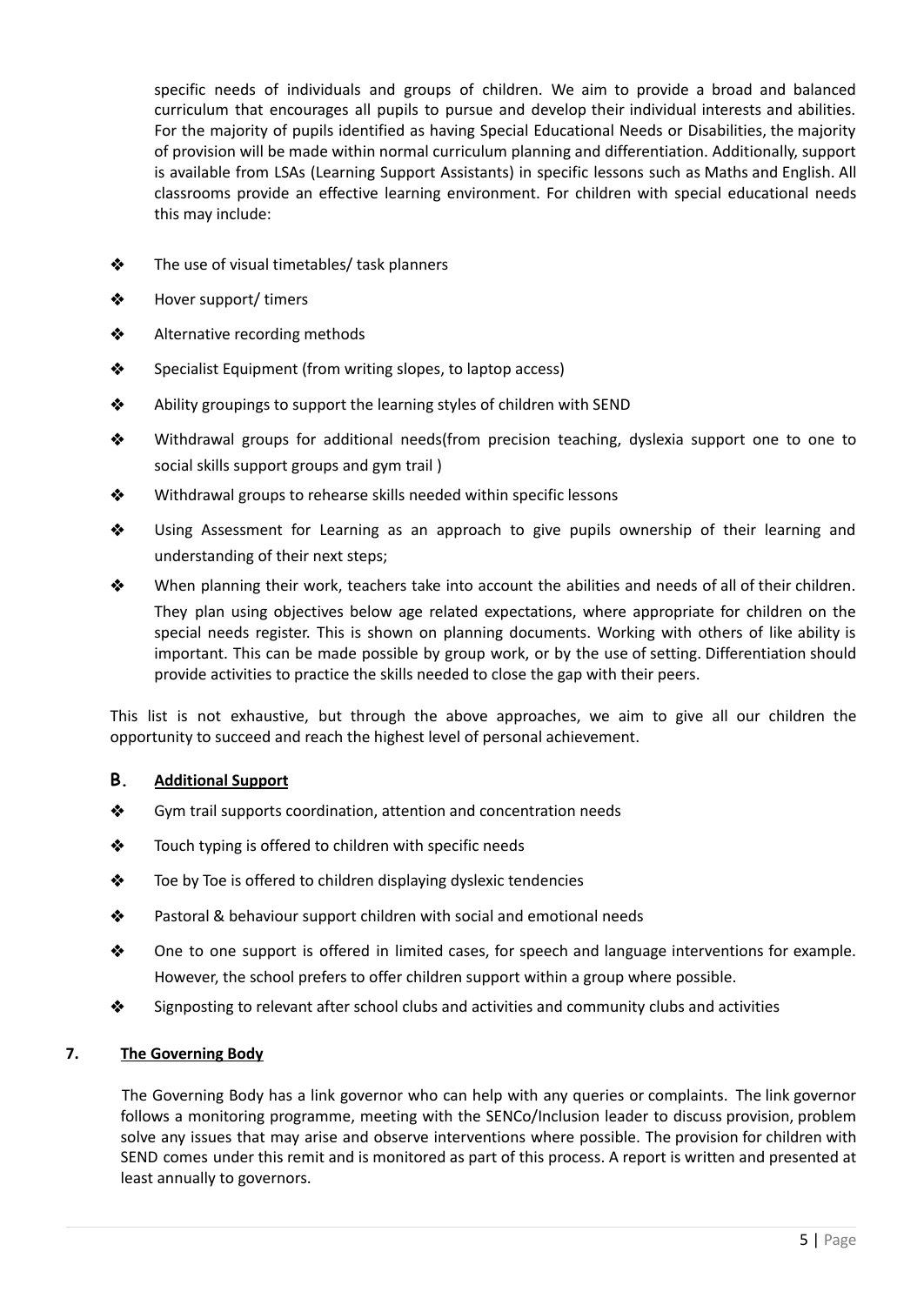specific needs of individuals and groups of children. We aim to provide a broad and balanced curriculum that encourages all pupils to pursue and develop their individual interests and abilities. For the majority of pupils identified as having Special Educational Needs or Disabilities, the majority of provision will be made within normal curriculum planning and differentiation. Additionally, support is available from LSAs (Learning Support Assistants) in specific lessons such as Maths and English. All classrooms provide an effective learning environment. For children with special educational needs this may include:

- The use of visual timetables/ task planners
- Hover support/ timers
- Alternative recording methods
- Specialist Equipment (from writing slopes, to laptop access)
- Ability groupings to support the learning styles of children with SEND
- Withdrawal groups for additional needs(from precision teaching, dyslexia support one to one to social skills support groups and gym trail )
- Withdrawal groups to rehearse skills needed within specific lessons
- Using Assessment for Learning as an approach to give pupils ownership of their learning and understanding of their next steps;
- When planning their work, teachers take into account the abilities and needs of all of their children. They plan using objectives below age related expectations, where appropriate for children on the special needs register. This is shown on planning documents. Working with others of like ability is important. This can be made possible by group work, or by the use of setting. Differentiation should provide activities to practice the skills needed to close the gap with their peers.

This list is not exhaustive, but through the above approaches, we aim to give all our children the opportunity to succeed and reach the highest level of personal achievement.

### B. Additional Support

- Gym trail supports coordination, attention and concentration needs
- Touch typing is offered to children with specific needs
- Toe by Toe is offered to children displaying dyslexic tendencies
- Pastoral & behaviour support children with social and emotional needs
- One to one support is offered in limited cases, for speech and language interventions for example. However, the school prefers to offer children support within a group where possible.
- Signposting to relevant after school clubs and activities and community clubs and activities

## 7. The Governing Body

The Governing Body has a link governor who can help with any queries or complaints. The link governor follows a monitoring programme, meeting with the SENCo/Inclusion leader to discuss provision, problem solve any issues that may arise and observe interventions where possible. The provision for children with SEND comes under this remit and is monitored as part of this process. A report is written and presented at least annually to governors.